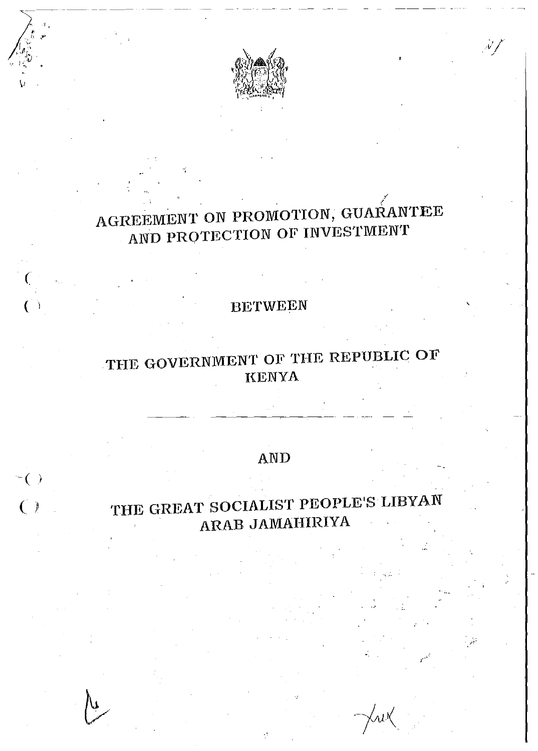# AGREEMENT ON PROMOTION, GUARANTEE AND PROTECTION OF INVESTMENT

BETWEEN

THE GOVERNMENT OF THE REPUBLIC OF KENYA

AND

THE GREAT SOCIALIST PEOPLE'S LIBYAN ARAB JAMAHIRIYA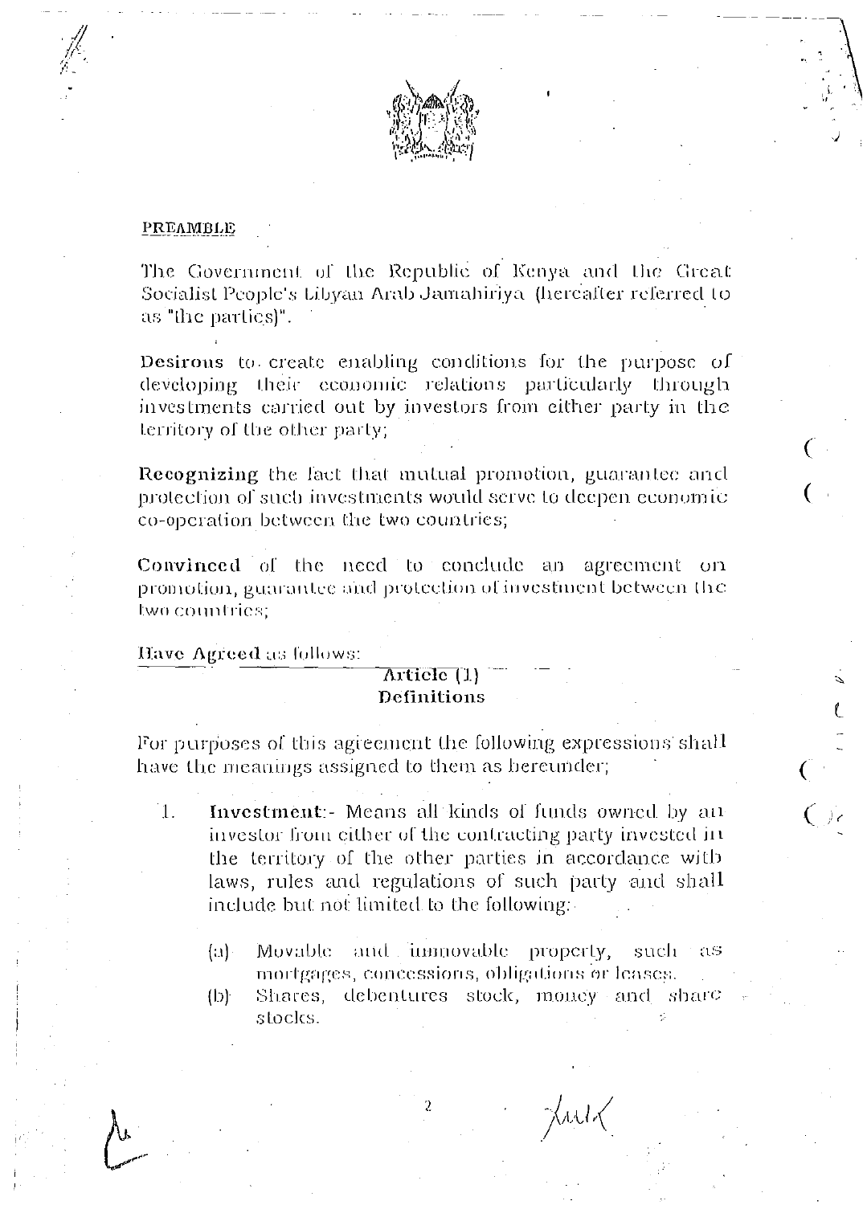## PREAMBLE

The Government of the Republic of Kenya and the Great Socialist People's Libyan Arab Jamahiriya (hereafter referred to as "the parties)".

**Desirous** to create enabling conditions for the purpose of developing their economic relations particularly through investments carried out by investors from either party in the territory of the other party;

**Recognizing** the fact that mutual promotion, guarantee and protection of such investments would serve to deepen economic co-operation between the two countries;

**Convinced** of the need to conclude an agreement on promotion, guarantee and protection of investment between the two countries;

**Have Agreed** as follows:

### Article (1)
### Definitions

For purposes of this agreement the following expressions shall have the meanings assigned to them as hereunder;

1. **Investment**:- Means all kinds of funds owned by an investor from either of the contracting party invested in the territory of the other parties in accordance with laws, rules and regulations of such party and shall include but not limited to the following:

   (a) Movable and immovable property, such as mortgages, concessions, obligations or leases.

   (b) Shares, debentures stock, money and share stocks.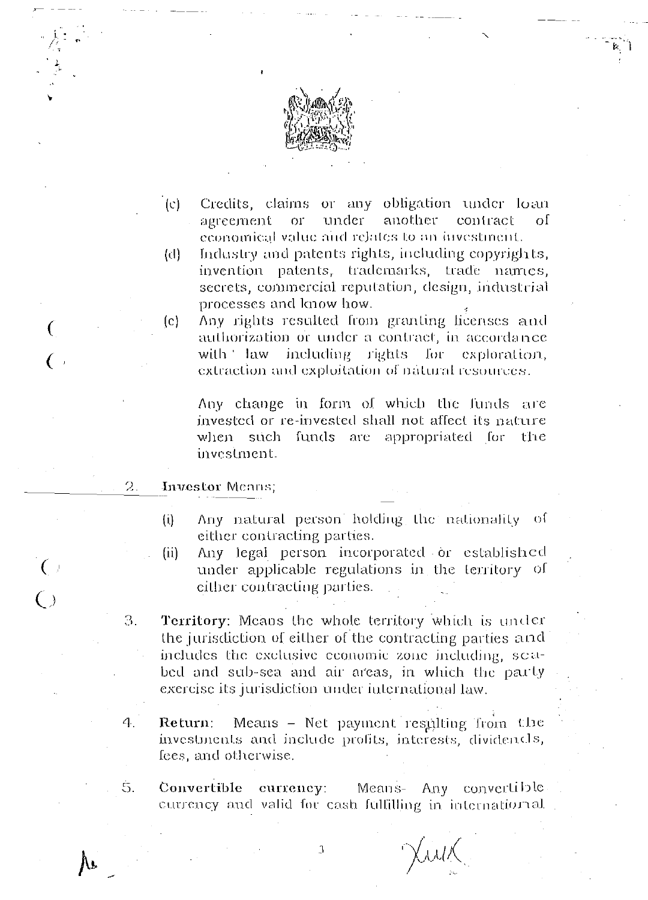(c) Credits, claims or any obligation under loan agreement or under another contract of economical value and relates to an investment.

(d) Industry and patents rights, including copyrights, invention patents, trademarks, trade names, secrets, commercial reputation, design, industrial processes and know how.

(e) Any rights resulted from granting licenses and authorization or under a contract, in accordance with law including rights for exploration, extraction and exploitation of natural resources.

Any change in form of which the funds are invested or re-invested shall not affect its nature when such funds are appropriated for the investment.

2. **Investor** Means;

   (i) Any natural person holding the nationality of either contracting parties.

   (ii) Any legal person incorporated or established under applicable regulations in the territory of either contracting parties.

3. **Territory**: Means the whole territory which is under the jurisdiction of either of the contracting parties and includes the exclusive economic zone including, sea-bed and sub-sea and air areas, in which the party exercise its jurisdiction under international law.

4. **Return**: Means – Net payment resulting from the investments and include profits, interests, dividends, fees, and otherwise.

5. **Convertible currency**: Means- Any convertible currency and valid for cash fulfilling in international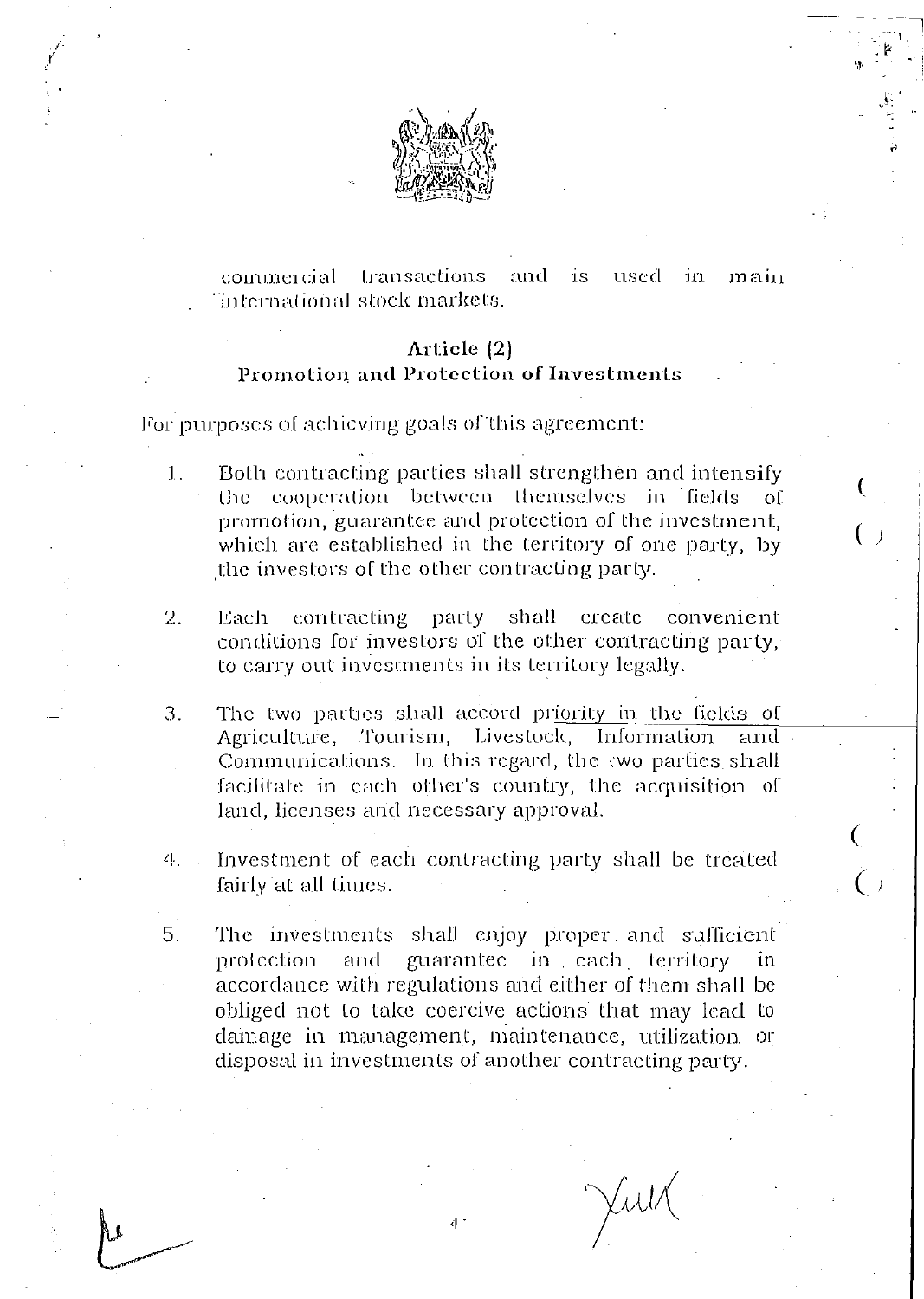commercial transactions and is used in main international stock markets.

## Article (2)
## Promotion and Protection of Investments

For purposes of achieving goals of this agreement:

1. Both contracting parties shall strengthen and intensify the cooperation between themselves in fields of promotion, guarantee and protection of the investment, which are established in the territory of one party, by the investors of the other contracting party.

2. Each contracting party shall create convenient conditions for investors of the other contracting party, to carry out investments in its territory legally.

3. The two parties shall accord priority in the fields of Agriculture, Tourism, Livestock, Information and Communications. In this regard, the two parties shall facilitate in each other's country, the acquisition of land, licenses and necessary approval.

4. Investment of each contracting party shall be treated fairly at all times.

5. The investments shall enjoy proper and sufficient protection and guarantee in each territory in accordance with regulations and either of them shall be obliged not to take coercive actions that may lead to damage in management, maintenance, utilization or disposal in investments of another contracting party.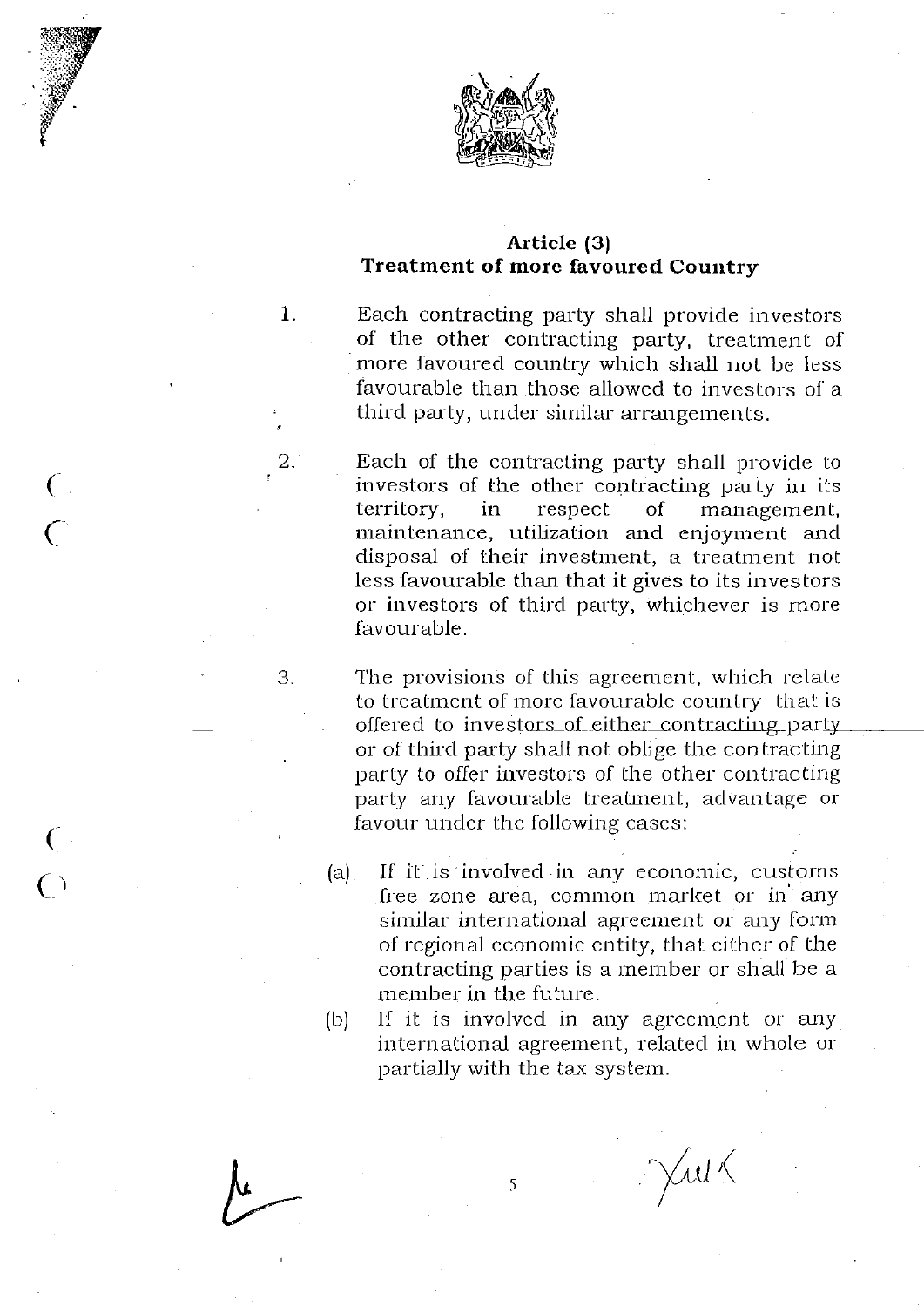**Article (3)**
**Treatment of more favoured Country**

1. Each contracting party shall provide investors of the other contracting party, treatment of more favoured country which shall not be less favourable than those allowed to investors of a third party, under similar arrangements.

2. Each of the contracting party shall provide to investors of the other contracting party in its territory, in respect of management, maintenance, utilization and enjoyment and disposal of their investment, a treatment not less favourable than that it gives to its investors or investors of third party, whichever is more favourable.

3. The provisions of this agreement, which relate to treatment of more favourable country that is offered to investors of either contracting party or of third party shall not oblige the contracting party to offer investors of the other contracting party any favourable treatment, advantage or favour under the following cases:

   (a) If it is involved in any economic, customs free zone area, common market or in any similar international agreement or any form of regional economic entity, that either of the contracting parties is a member or shall be a member in the future.

   (b) If it is involved in any agreement or any international agreement, related in whole or partially with the tax system.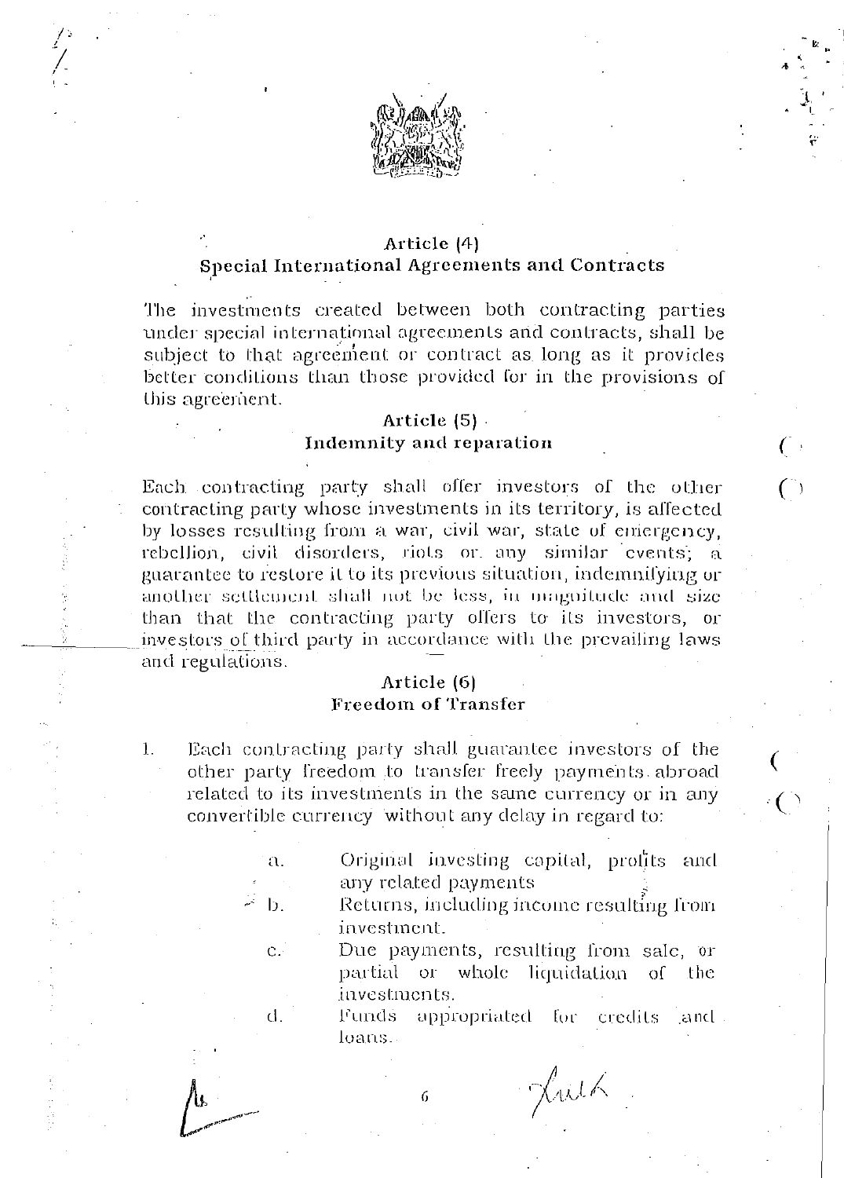## Article (4)
## Special International Agreements and Contracts

The investments created between both contracting parties under special international agreements and contracts, shall be subject to that agreement or contract as long as it provides better conditions than those provided for in the provisions of this agreement.

## Article (5)
## Indemnity and reparation

Each contracting party shall offer investors of the other contracting party whose investments in its territory, is affected by losses resulting from a war, civil war, state of emergency, rebellion, civil disorders, riots or any similar events; a guarantee to restore it to its previous situation, indemnifying or another settlement shall not be less, in magnitude and size than that the contracting party offers to its investors, or investors of third party in accordance with the prevailing laws and regulations.

## Article (6)
## Freedom of Transfer

1. Each contracting party shall guarantee investors of the other party freedom to transfer freely payments abroad related to its investments in the same currency or in any convertible currency without any delay in regard to:

   a. Original investing capital, profits and any related payments
   b. Returns, including income resulting from investment.
   c. Due payments, resulting from sale, or partial or whole liquidation of the investments.
   d. Funds appropriated for credits and loans.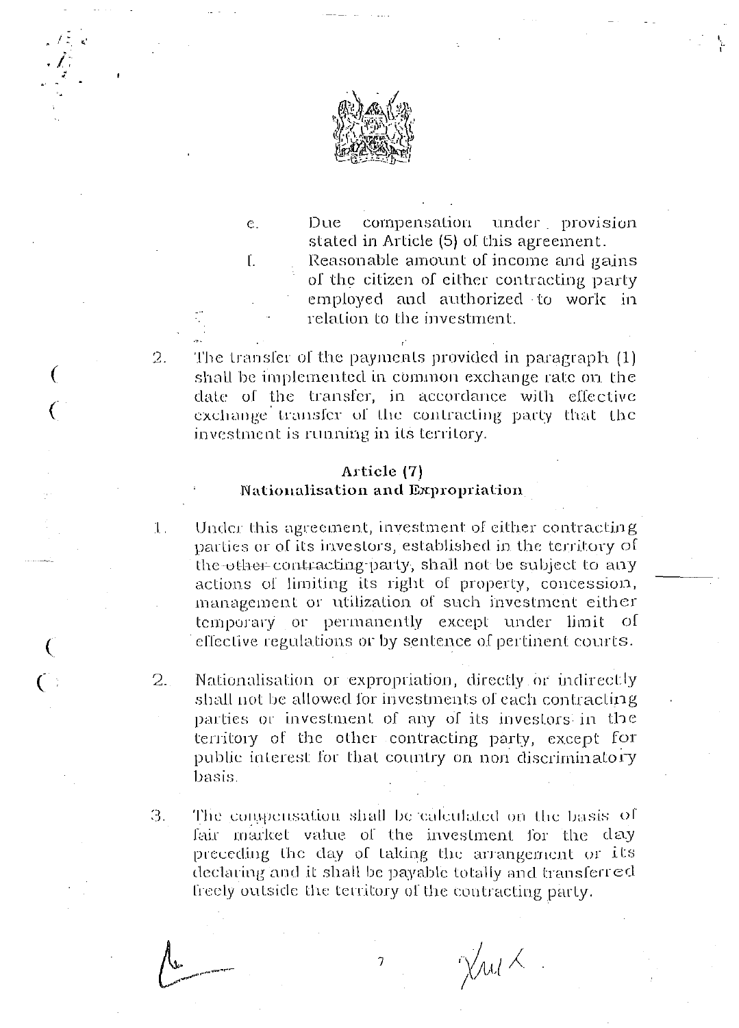e. Due compensation under provision stated in Article (5) of this agreement.

f. Reasonable amount of income and gains of the citizen of either contracting party employed and authorized to work in relation to the investment.

2. The transfer of the payments provided in paragraph (1) shall be implemented in common exchange rate on the date of the transfer, in accordance with effective exchange transfer of the contracting party that the investment is running in its territory.

**Article (7)**
**Nationalisation and Expropriation**

1. Under this agreement, investment of either contracting parties or of its investors, established in the territory of the other contracting party, shall not be subject to any actions of limiting its right of property, concession, management or utilization of such investment either temporary or permanently except under limit of effective regulations or by sentence of pertinent courts.

2. Nationalisation or expropriation, directly or indirectly shall not be allowed for investments of each contracting parties or investment of any of its investors in the territory of the other contracting party, except for public interest for that country on non discriminatory basis.

3. The compensation shall be calculated on the basis of fair market value of the investment for the day preceding the day of taking the arrangement or its declaring and it shall be payable totally and transferred freely outside the territory of the contracting party.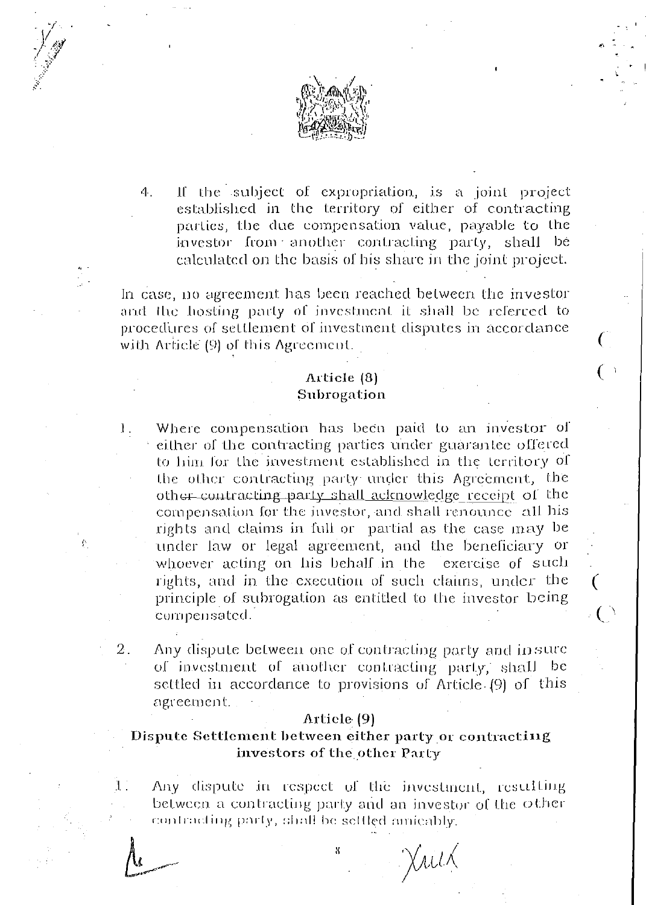4. If the subject of expropriation, is a joint project established in the territory of either of contracting parties, the due compensation value, payable to the investor from another contracting party, shall be calculated on the basis of his share in the joint project.

In case, no agreement has been reached between the investor and the hosting party of investment it shall be referred to procedures of settlement of investment disputes in accordance with Article (9) of this Agreement.

### Article (8)
### Subrogation

1. Where compensation has been paid to an investor of either of the contracting parties under guarantee offered to him for the investment established in the territory of the other contracting party under this Agreement, the other contracting party shall acknowledge receipt of the compensation for the investor, and shall renounce all his rights and claims in full or partial as the case may be under law or legal agreement, and the beneficiary or whoever acting on his behalf in the exercise of such rights, and in the execution of such claims, under the principle of subrogation as entitled to the investor being compensated.

2. Any dispute between one of contracting party and insure of investment of another contracting party, shall be settled in accordance to provisions of Article (9) of this agreement.

### Article (9)
### Dispute Settlement between either party or contracting investors of the other Party

1. Any dispute in respect of the investment, resulting between a contracting party and an investor of the other contracting party, shall be settled amicably.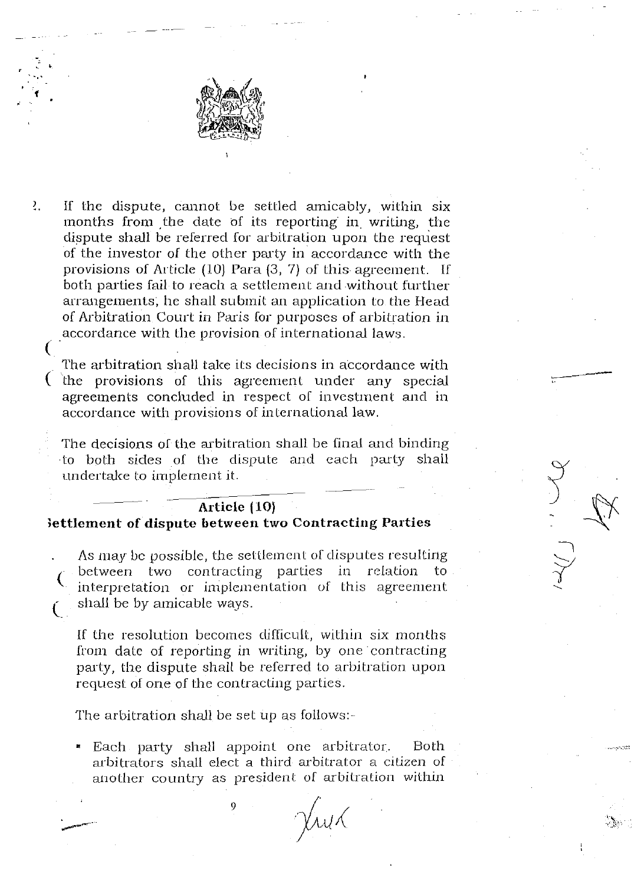2. If the dispute, cannot be settled amicably, within six months from the date of its reporting in writing, the dispute shall be referred for arbitration upon the request of the investor of the other party in accordance with the provisions of Article (10) Para (3, 7) of this agreement. If both parties fail to reach a settlement and without further arrangements, he shall submit an application to the Head of Arbitration Court in Paris for purposes of arbitration in accordance with the provision of international laws.

The arbitration shall take its decisions in accordance with the provisions of this agreement under any special agreements concluded in respect of investment and in accordance with provisions of international law.

The decisions of the arbitration shall be final and binding to both sides of the dispute and each party shall undertake to implement it.

## Article (10)
## Settlement of dispute between two Contracting Parties

. As may be possible, the settlement of disputes resulting between two contracting parties in relation to interpretation or implementation of this agreement shall be by amicable ways.

If the resolution becomes difficult, within six months from date of reporting in writing, by one contracting party, the dispute shall be referred to arbitration upon request of one of the contracting parties.

The arbitration shall be set up as follows:-

- Each party shall appoint one arbitrator. Both arbitrators shall elect a third arbitrator a citizen of another country as president of arbitration within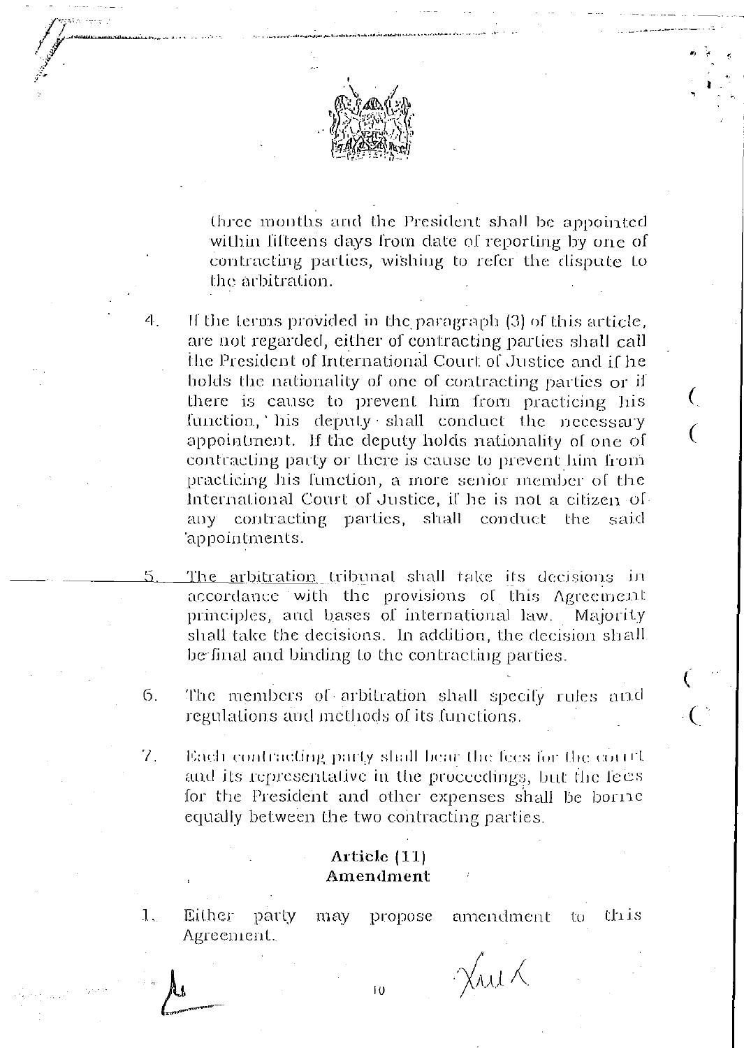three months and the President shall be appointed within fifteens days from date of reporting by one of contracting parties, wishing to refer the dispute to the arbitration.

4. If the terms provided in the paragraph (3) of this article, are not regarded, either of contracting parties shall call the President of International Court of Justice and if he holds the nationality of one of contracting parties or if there is cause to prevent him from practicing his function, his deputy shall conduct the necessary appointment. If the deputy holds nationality of one of contracting party or there is cause to prevent him from practicing his function, a more senior member of the International Court of Justice, if he is not a citizen of any contracting parties, shall conduct the said appointments.

5. The arbitration tribunal shall take its decisions in accordance with the provisions of this Agreement principles, and bases of international law. Majority shall take the decisions. In addition, the decision shall be final and binding to the contracting parties.

6. The members of arbitration shall specify rules and regulations and methods of its functions.

7. Each contracting party shall bear the fees for the court and its representative in the proceedings, but the fees for the President and other expenses shall be borne equally between the two contracting parties.

## Article (11)
## Amendment

1. Either party may propose amendment to this Agreement.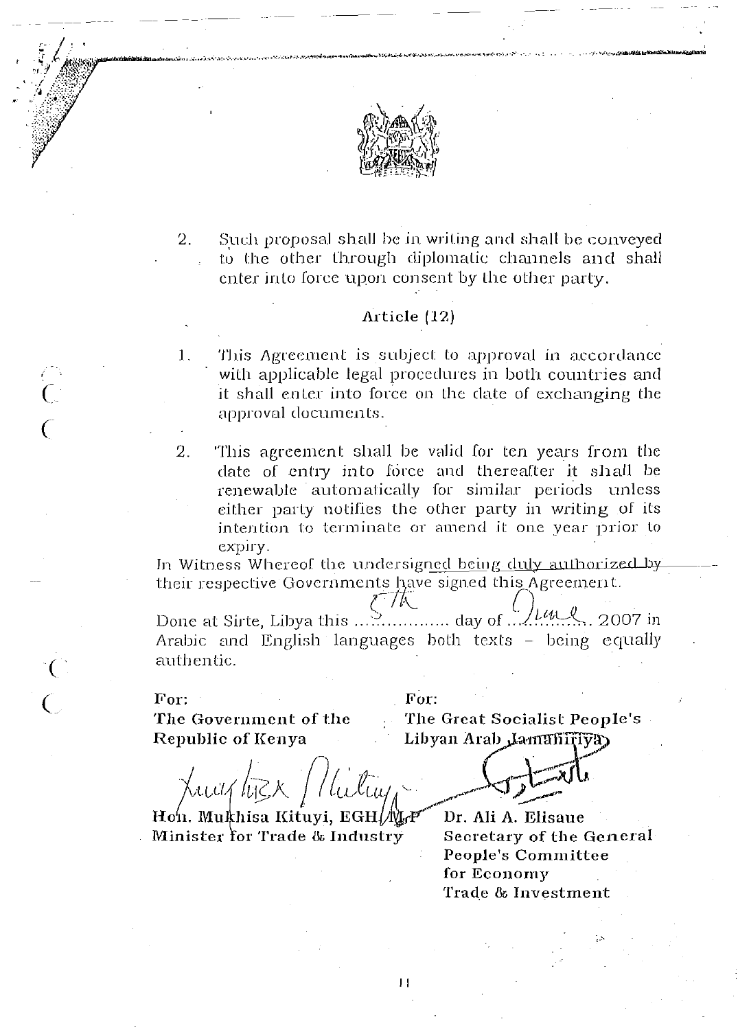2. Such proposal shall be in writing and shall be conveyed to the other through diplomatic channels and shall enter into force upon consent by the other party.

## Article (12)

1. This Agreement is subject to approval in accordance with applicable legal procedures in both countries and it shall enter into force on the date of exchanging the approval documents.

2. This agreement shall be valid for ten years from the date of entry into force and thereafter it shall be renewable automatically for similar periods unless either party notifies the other party in writing of its intention to terminate or amend it one year prior to expiry.

In Witness Whereof the undersigned being duly authorized by their respective Governments have signed this Agreement.

Done at Sirte, Libya this 5th day of June 2007 in Arabic and English languages both texts – being equally authentic.

| For: | For: |
|---|---|
| **The Government of the Republic of Kenya** | **The Great Socialist People's Libyan Arab Jamahiriya** |
| **Hon. Mukhisa Kituyi, EGH/MP** | **Dr. Ali A. Elisaue** |
| **Minister for Trade & Industry** | **Secretary of the General People's Committee for Economy Trade & Investment** |